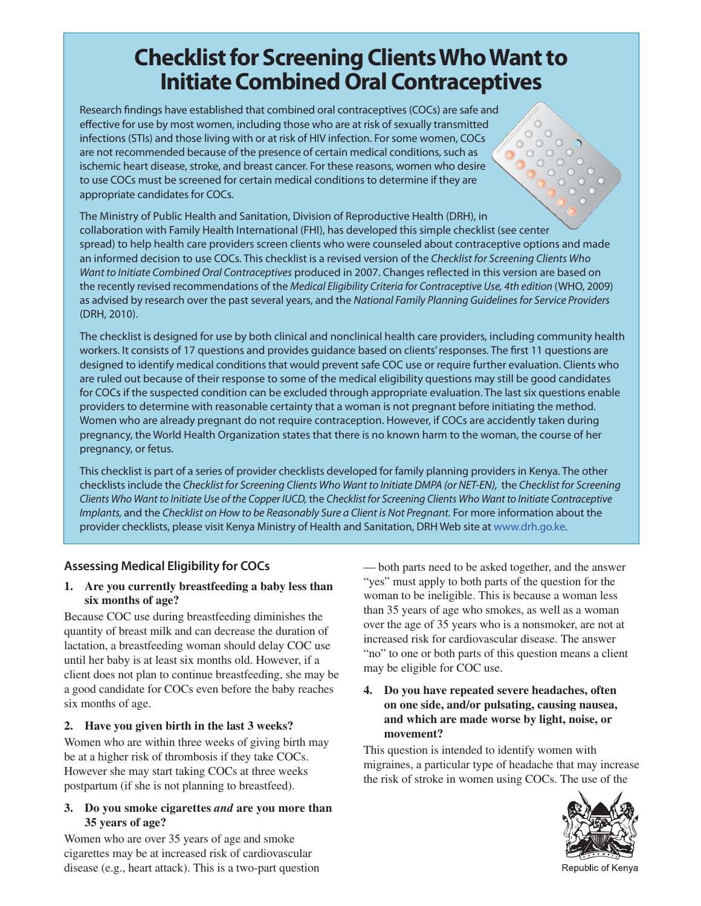# Checklist for Screening Clients Who Want to Initiate Combined Oral Contraceptives

Research findings have established that combined oral contraceptives (COCs) are safe and effective for use by most women, including those who are at risk of sexually transmitted infections (STIs) and those living with or at risk of HIV infection. For some women, COCs are not recommended because of the presence of certain medical conditions, such as ischemic heart disease, stroke, and breast cancer. For these reasons, women who desire to use COCs must be screened for certain medical conditions to determine if they are appropriate candidates for COCs.

The Ministry of Public Health and Sanitation, Division of Reproductive Health (DRH), in collaboration with Family Health International (FHI), has developed this simple checklist (see center spread) to help health care providers screen clients who were counseled about contraceptive options and made an informed decision to use COCs. This checklist is a revised version of the *Checklist for Screening Clients Who Want to Initiate Combined Oral Contraceptives* produced in 2007. Changes reflected in this version are based on the recently revised recommendations of the *Medical Eligibility Criteria for Contraceptive Use, 4th edition* (WHO, 2009) as advised by research over the past several years, and the *National Family Planning Guidelines for Service Providers* (DRH, 2010).

The checklist is designed for use by both clinical and nonclinical health care providers, including community health workers. It consists of 17 questions and provides guidance based on clients' responses. The first 11 questions are designed to identify medical conditions that would prevent safe COC use or require further evaluation. Clients who are ruled out because of their response to some of the medical eligibility questions may still be good candidates for COCs if the suspected condition can be excluded through appropriate evaluation. The last six questions enable providers to determine with reasonable certainty that a woman is not pregnant before initiating the method. Women who are already pregnant do not require contraception. However, if COCs are accidently taken during pregnancy, the World Health Organization states that there is no known harm to the woman, the course of her pregnancy, or fetus.

This checklist is part of a series of provider checklists developed for family planning providers in Kenya. The other checklists include the *Checklist for Screening Clients Who Want to Initiate DMPA (or NET-EN),* the *Checklist for Screening Clients Who Want to Initiate Use of the Copper IUCD,* the *Checklist for Screening Clients Who Want to Initiate Contraceptive Implants,* and the *Checklist on How to be Reasonably Sure a Client is Not Pregnant.* For more information about the provider checklists, please visit Kenya Ministry of Health and Sanitation, DRH Web site at www.drh.go.ke.

## Assessing Medical Eligibility for COCs

**1. Are you currently breastfeeding a baby less than six months of age?**

Because COC use during breastfeeding diminishes the quantity of breast milk and can decrease the duration of lactation, a breastfeeding woman should delay COC use until her baby is at least six months old. However, if a client does not plan to continue breastfeeding, she may be a good candidate for COCs even before the baby reaches six months of age.

**2. Have you given birth in the last 3 weeks?**

Women who are within three weeks of giving birth may be at a higher risk of thrombosis if they take COCs. However she may start taking COCs at three weeks postpartum (if she is not planning to breastfeed).

**3. Do you smoke cigarettes *and* are you more than 35 years of age?**

Women who are over 35 years of age and smoke cigarettes may be at increased risk of cardiovascular disease (e.g., heart attack). This is a two-part question — both parts need to be asked together, and the answer "yes" must apply to both parts of the question for the woman to be ineligible. This is because a woman less than 35 years of age who smokes, as well as a woman over the age of 35 years who is a nonsmoker, are not at increased risk for cardiovascular disease. The answer "no" to one or both parts of this question means a client may be eligible for COC use.

**4. Do you have repeated severe headaches, often on one side, and/or pulsating, causing nausea, and which are made worse by light, noise, or movement?**

This question is intended to identify women with migraines, a particular type of headache that may increase the risk of stroke in women using COCs. The use of the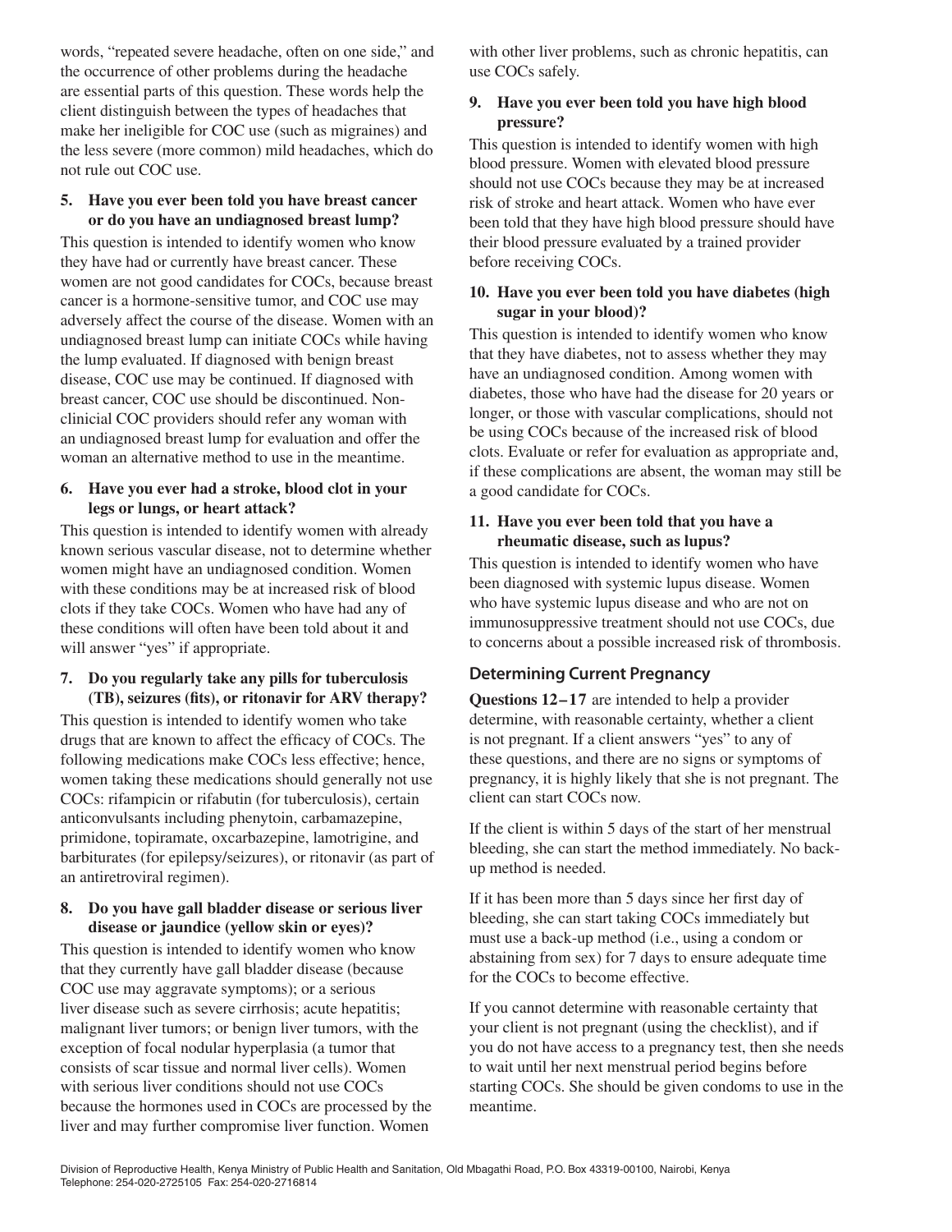words, "repeated severe headache, often on one side," and the occurrence of other problems during the headache are essential parts of this question. These words help the client distinguish between the types of headaches that make her ineligible for COC use (such as migraines) and the less severe (more common) mild headaches, which do not rule out COC use.

**5. Have you ever been told you have breast cancer or do you have an undiagnosed breast lump?**

This question is intended to identify women who know they have had or currently have breast cancer. These women are not good candidates for COCs, because breast cancer is a hormone-sensitive tumor, and COC use may adversely affect the course of the disease. Women with an undiagnosed breast lump can initiate COCs while having the lump evaluated. If diagnosed with benign breast disease, COC use may be continued. If diagnosed with breast cancer, COC use should be discontinued. Non-clinicial COC providers should refer any woman with an undiagnosed breast lump for evaluation and offer the woman an alternative method to use in the meantime.

**6. Have you ever had a stroke, blood clot in your legs or lungs, or heart attack?**

This question is intended to identify women with already known serious vascular disease, not to determine whether women might have an undiagnosed condition. Women with these conditions may be at increased risk of blood clots if they take COCs. Women who have had any of these conditions will often have been told about it and will answer "yes" if appropriate.

**7. Do you regularly take any pills for tuberculosis (TB), seizures (fits), or ritonavir for ARV therapy?**

This question is intended to identify women who take drugs that are known to affect the efficacy of COCs. The following medications make COCs less effective; hence, women taking these medications should generally not use COCs: rifampicin or rifabutin (for tuberculosis), certain anticonvulsants including phenytoin, carbamazepine, primidone, topiramate, oxcarbazepine, lamotrigine, and barbiturates (for epilepsy/seizures), or ritonavir (as part of an antiretroviral regimen).

**8. Do you have gall bladder disease or serious liver disease or jaundice (yellow skin or eyes)?**

This question is intended to identify women who know that they currently have gall bladder disease (because COC use may aggravate symptoms); or a serious liver disease such as severe cirrhosis; acute hepatitis; malignant liver tumors; or benign liver tumors, with the exception of focal nodular hyperplasia (a tumor that consists of scar tissue and normal liver cells). Women with serious liver conditions should not use COCs because the hormones used in COCs are processed by the liver and may further compromise liver function. Women with other liver problems, such as chronic hepatitis, can use COCs safely.

**9. Have you ever been told you have high blood pressure?**

This question is intended to identify women with high blood pressure. Women with elevated blood pressure should not use COCs because they may be at increased risk of stroke and heart attack. Women who have ever been told that they have high blood pressure should have their blood pressure evaluated by a trained provider before receiving COCs.

**10. Have you ever been told you have diabetes (high sugar in your blood)?**

This question is intended to identify women who know that they have diabetes, not to assess whether they may have an undiagnosed condition. Among women with diabetes, those who have had the disease for 20 years or longer, or those with vascular complications, should not be using COCs because of the increased risk of blood clots. Evaluate or refer for evaluation as appropriate and, if these complications are absent, the woman may still be a good candidate for COCs.

**11. Have you ever been told that you have a rheumatic disease, such as lupus?**

This question is intended to identify women who have been diagnosed with systemic lupus disease. Women who have systemic lupus disease and who are not on immunosuppressive treatment should not use COCs, due to concerns about a possible increased risk of thrombosis.

## Determining Current Pregnancy

**Questions 12–17** are intended to help a provider determine, with reasonable certainty, whether a client is not pregnant. If a client answers "yes" to any of these questions, and there are no signs or symptoms of pregnancy, it is highly likely that she is not pregnant. The client can start COCs now.

If the client is within 5 days of the start of her menstrual bleeding, she can start the method immediately. No back-up method is needed.

If it has been more than 5 days since her first day of bleeding, she can start taking COCs immediately but must use a back-up method (i.e., using a condom or abstaining from sex) for 7 days to ensure adequate time for the COCs to become effective.

If you cannot determine with reasonable certainty that your client is not pregnant (using the checklist), and if you do not have access to a pregnancy test, then she needs to wait until her next menstrual period begins before starting COCs. She should be given condoms to use in the meantime.

Division of Reproductive Health, Kenya Ministry of Public Health and Sanitation, Old Mbagathi Road, P.O. Box 43319-00100, Nairobi, Kenya
Telephone: 254-020-2725105 Fax: 254-020-2716814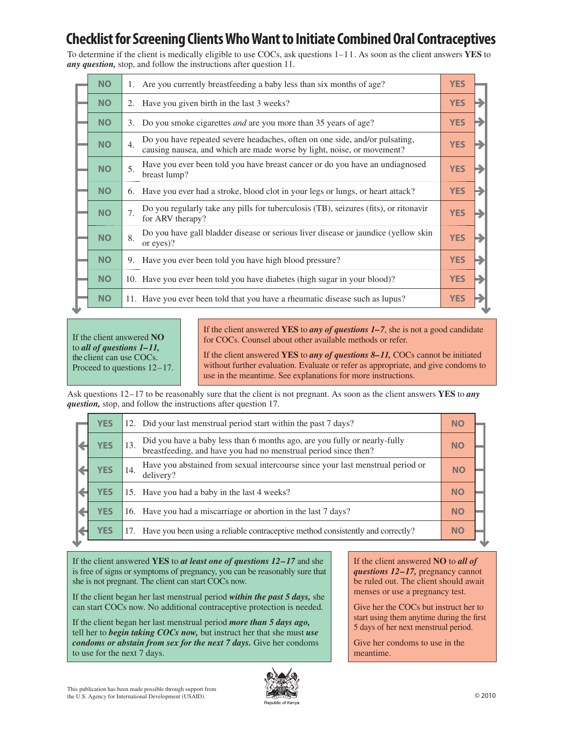# Checklist for Screening Clients Who Want to Initiate Combined Oral Contraceptives

To determine if the client is medically eligible to use COCs, ask questions 1–11. As soon as the client answers **YES** to ***any question,*** stop, and follow the instructions after question 11.

| | | |
|---|---|---|
| NO | 1. Are you currently breastfeeding a baby less than six months of age? | YES |
| NO | 2. Have you given birth in the last 3 weeks? | YES |
| NO | 3. Do you smoke cigarettes *and* are you more than 35 years of age? | YES |
| NO | 4. Do you have repeated severe headaches, often on one side, and/or pulsating, causing nausea, and which are made worse by light, noise, or movement? | YES |
| NO | 5. Have you ever been told you have breast cancer or do you have an undiagnosed breast lump? | YES |
| NO | 6. Have you ever had a stroke, blood clot in your legs or lungs, or heart attack? | YES |
| NO | 7. Do you regularly take any pills for tuberculosis (TB), seizures (fits), or ritonavir for ARV therapy? | YES |
| NO | 8. Do you have gall bladder disease or serious liver disease or jaundice (yellow skin or eyes)? | YES |
| NO | 9. Have you ever been told you have high blood pressure? | YES |
| NO | 10. Have you ever been told you have diabetes (high sugar in your blood)? | YES |
| NO | 11. Have you ever been told that you have a rheumatic disease such as lupus? | YES |

If the client answered **NO** to ***all of questions 1–11,*** the client can use COCs. Proceed to questions 12–17.

If the client answered **YES** to ***any of questions 1–7***, she is not a good candidate for COCs. Counsel about other available methods or refer.

If the client answered **YES** to ***any of questions 8–11,*** COCs cannot be initiated without further evaluation. Evaluate or refer as appropriate, and give condoms to use in the meantime. See explanations for more instructions.

Ask questions 12–17 to be reasonably sure that the client is not pregnant. As soon as the client answers **YES** to ***any question,*** stop, and follow the instructions after question 17.

| | | |
|---|---|---|
| YES | 12. Did your last menstrual period start within the past 7 days? | NO |
| YES | 13. Did you have a baby less than 6 months ago, are you fully or nearly-fully breastfeeding, and have you had no menstrual period since then? | NO |
| YES | 14. Have you abstained from sexual intercourse since your last menstrual period or delivery? | NO |
| YES | 15. Have you had a baby in the last 4 weeks? | NO |
| YES | 16. Have you had a miscarriage or abortion in the last 7 days? | NO |
| YES | 17. Have you been using a reliable contraceptive method consistently and correctly? | NO |

If the client answered **YES** to ***at least one of questions 12–17*** and she is free of signs or symptoms of pregnancy, you can be reasonably sure that she is not pregnant. The client can start COCs now.

If the client began her last menstrual period ***within the past 5 days,*** she can start COCs now. No additional contraceptive protection is needed.

If the client began her last menstrual period ***more than 5 days ago,*** tell her to ***begin taking COCs now,*** but instruct her that she must ***use condoms or abstain from sex for the next 7 days.*** Give her condoms to use for the next 7 days.

If the client answered **NO** to ***all of questions 12–17,*** pregnancy cannot be ruled out. The client should await menses or use a pregnancy test.

Give her the COCs but instruct her to start using them anytime during the first 5 days of her next menstrual period.

Give her condoms to use in the meantime.

This publication has been made possible through support from the U.S. Agency for International Development (USAID).

Republic of Kenya

© 2010